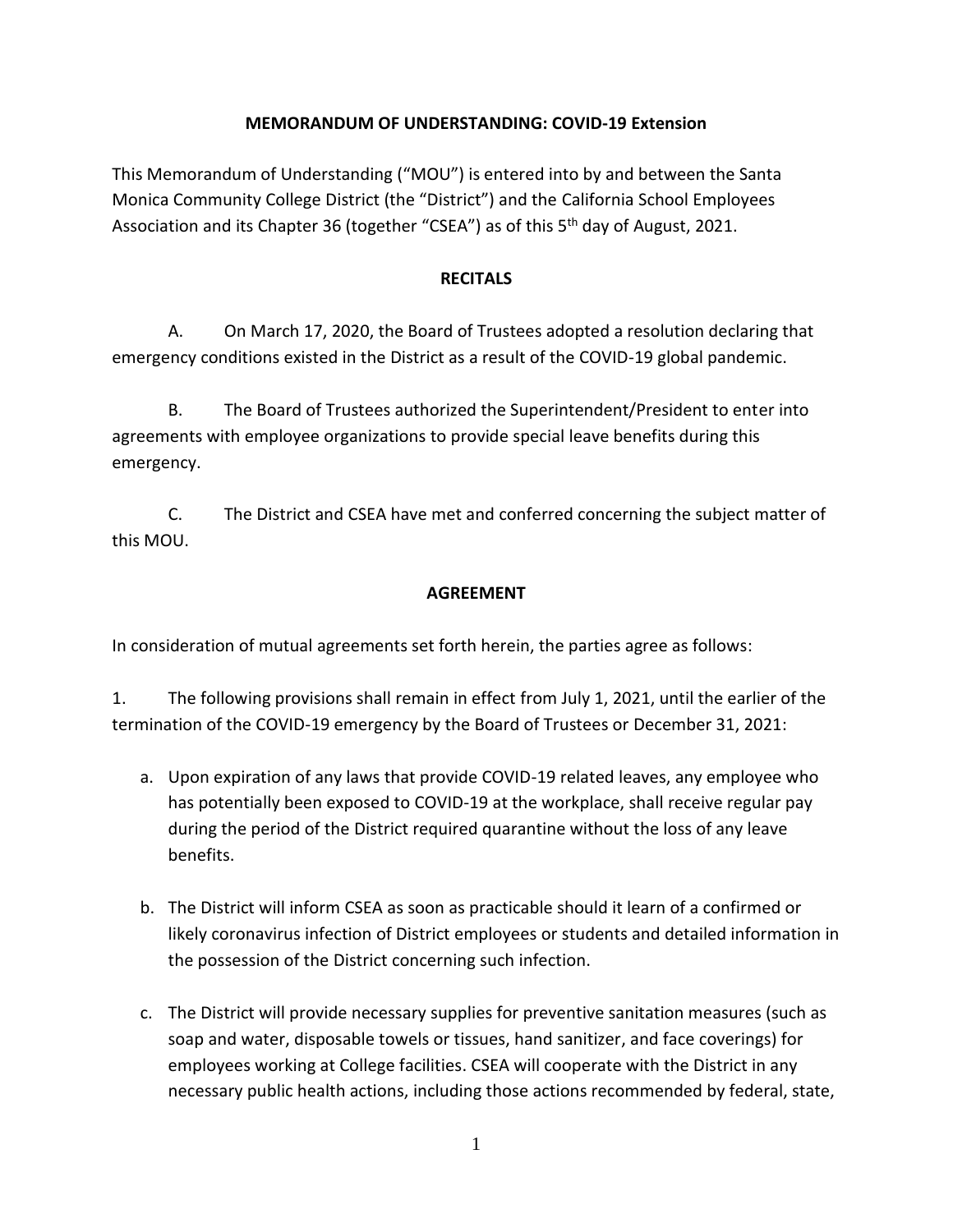**MEMORANDUM OF UNDERSTANDING: COVID-19 Extension**

This Memorandum of Understanding ("MOU") is entered into by and between the Santa Monica Community College District (the "District") and the California School Employees Association and its Chapter 36 (together "CSEA") as of this 5th day of August, 2021.

**RECITALS**

A. On March 17, 2020, the Board of Trustees adopted a resolution declaring that emergency conditions existed in the District as a result of the COVID-19 global pandemic.

B. The Board of Trustees authorized the Superintendent/President to enter into agreements with employee organizations to provide special leave benefits during this emergency.

C. The District and CSEA have met and conferred concerning the subject matter of this MOU.

**AGREEMENT**

In consideration of mutual agreements set forth herein, the parties agree as follows:

1. The following provisions shall remain in effect from July 1, 2021, until the earlier of the termination of the COVID-19 emergency by the Board of Trustees or December 31, 2021:

   a. Upon expiration of any laws that provide COVID-19 related leaves, any employee who has potentially been exposed to COVID-19 at the workplace, shall receive regular pay during the period of the District required quarantine without the loss of any leave benefits.

   b. The District will inform CSEA as soon as practicable should it learn of a confirmed or likely coronavirus infection of District employees or students and detailed information in the possession of the District concerning such infection.

   c. The District will provide necessary supplies for preventive sanitation measures (such as soap and water, disposable towels or tissues, hand sanitizer, and face coverings) for employees working at College facilities. CSEA will cooperate with the District in any necessary public health actions, including those actions recommended by federal, state,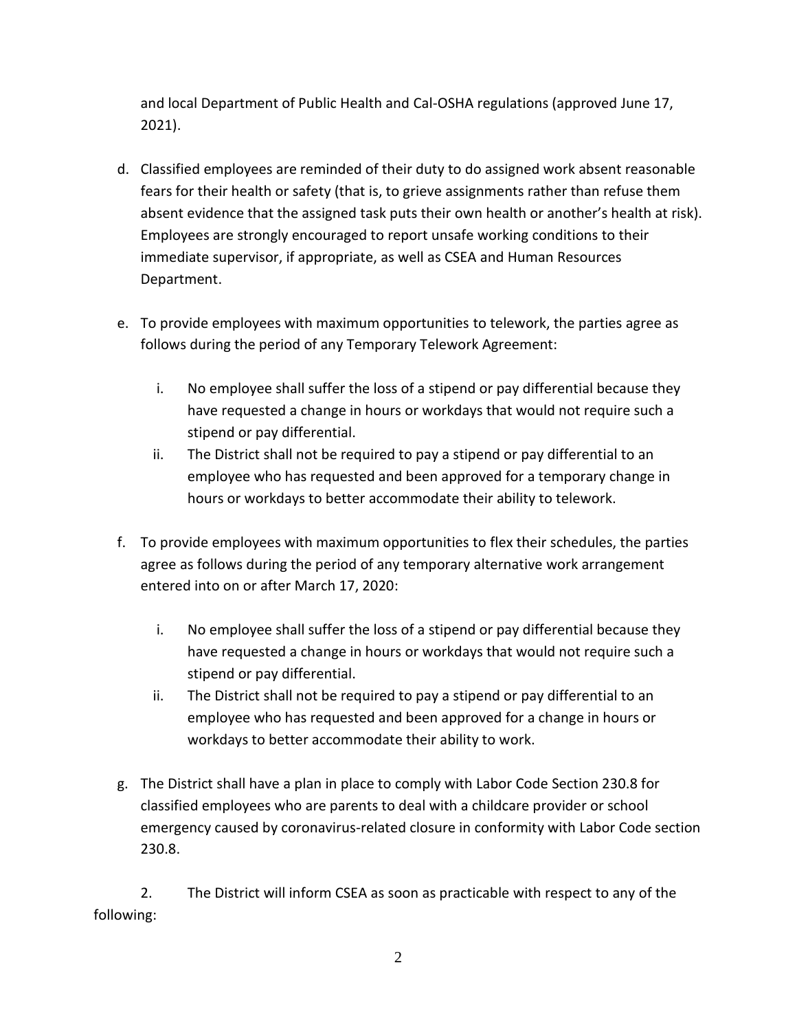and local Department of Public Health and Cal-OSHA regulations (approved June 17, 2021).

d. Classified employees are reminded of their duty to do assigned work absent reasonable fears for their health or safety (that is, to grieve assignments rather than refuse them absent evidence that the assigned task puts their own health or another's health at risk). Employees are strongly encouraged to report unsafe working conditions to their immediate supervisor, if appropriate, as well as CSEA and Human Resources Department.

e. To provide employees with maximum opportunities to telework, the parties agree as follows during the period of any Temporary Telework Agreement:

   i. No employee shall suffer the loss of a stipend or pay differential because they have requested a change in hours or workdays that would not require such a stipend or pay differential.
   ii. The District shall not be required to pay a stipend or pay differential to an employee who has requested and been approved for a temporary change in hours or workdays to better accommodate their ability to telework.

f. To provide employees with maximum opportunities to flex their schedules, the parties agree as follows during the period of any temporary alternative work arrangement entered into on or after March 17, 2020:

   i. No employee shall suffer the loss of a stipend or pay differential because they have requested a change in hours or workdays that would not require such a stipend or pay differential.
   ii. The District shall not be required to pay a stipend or pay differential to an employee who has requested and been approved for a change in hours or workdays to better accommodate their ability to work.

g. The District shall have a plan in place to comply with Labor Code Section 230.8 for classified employees who are parents to deal with a childcare provider or school emergency caused by coronavirus-related closure in conformity with Labor Code section 230.8.

2. The District will inform CSEA as soon as practicable with respect to any of the following: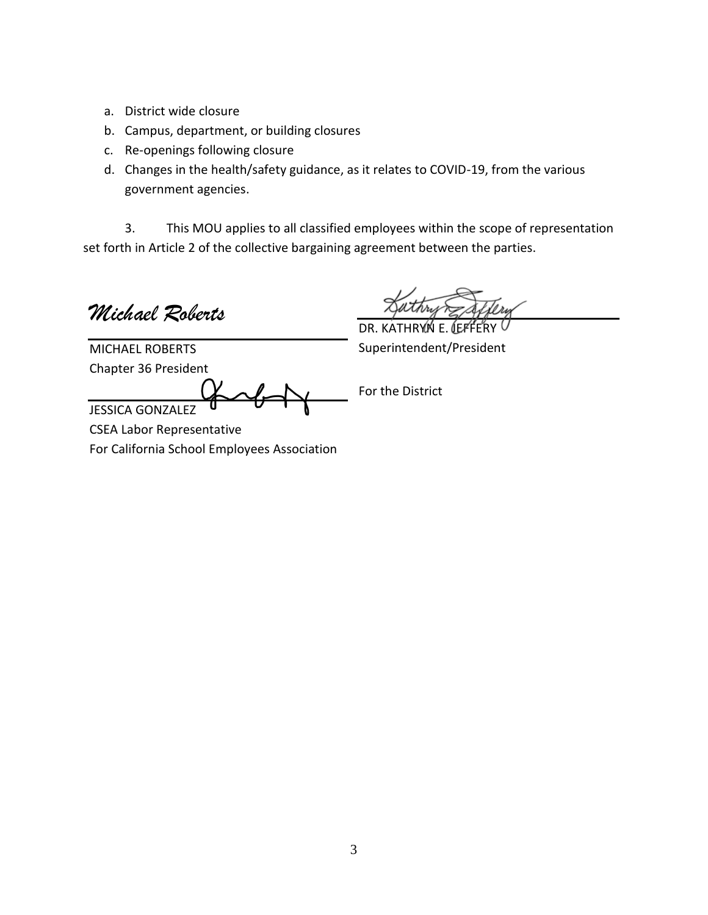a. District wide closure
b. Campus, department, or building closures
c. Re-openings following closure
d. Changes in the health/safety guidance, as it relates to COVID-19, from the various government agencies.

3. This MOU applies to all classified employees within the scope of representation set forth in Article 2 of the collective bargaining agreement between the parties.

*Michael Roberts*

MICHAEL ROBERTS
Chapter 36 President

JESSICA GONZALEZ
CSEA Labor Representative
For California School Employees Association

DR. KATHRYN E. JEFFERY
Superintendent/President

For the District